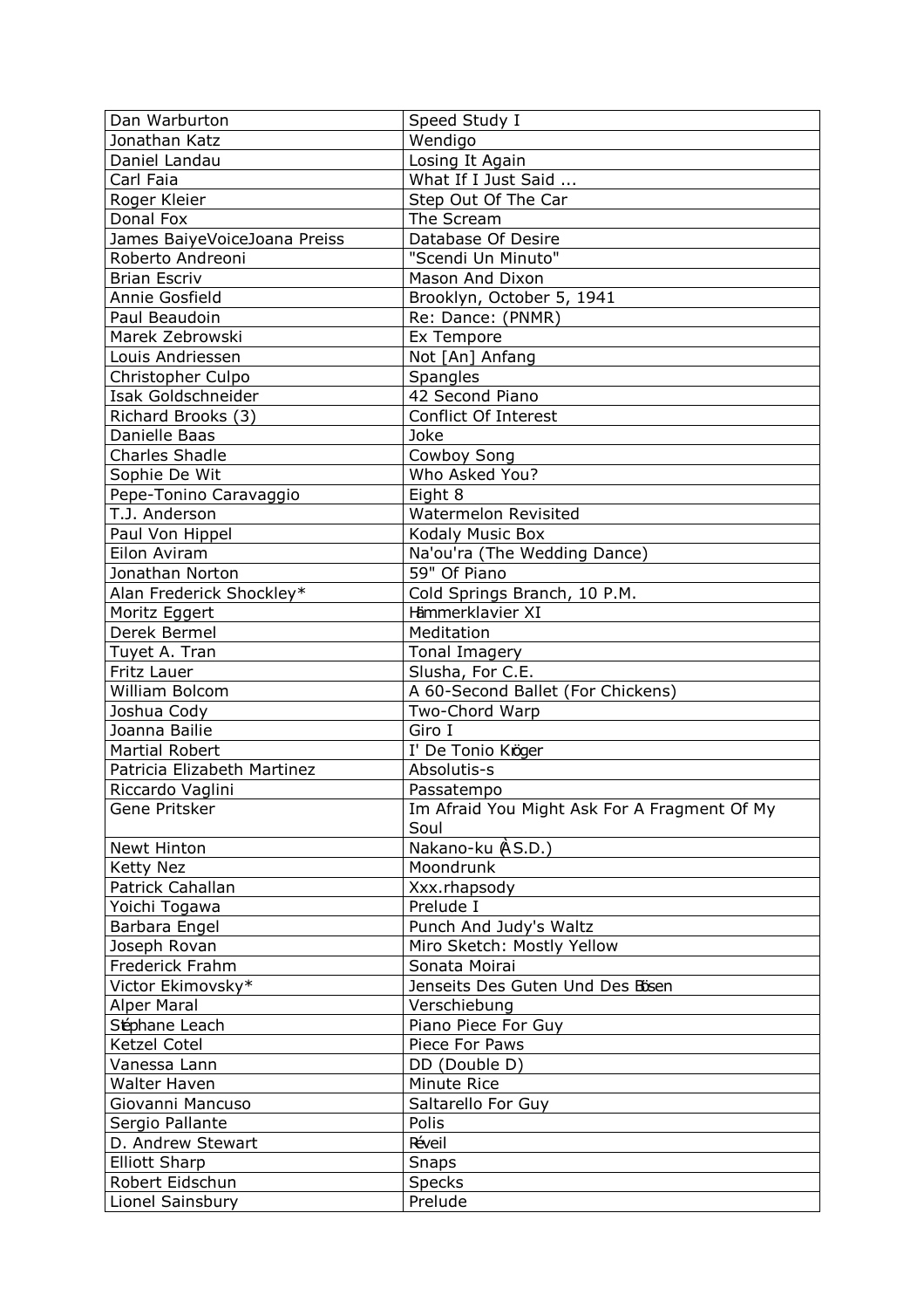| Dan Warburton | Speed Study I |
|---|---|
| Jonathan Katz | Wendigo |
| Daniel Landau | Losing It Again |
| Carl Faia | What If I Just Said ... |
| Roger Kleier | Step Out Of The Car |
| Donal Fox | The Scream |
| James BaiyeVoiceJoana Preiss | Database Of Desire |
| Roberto Andreoni | "Scendi Un Minuto" |
| Brian Escriv | Mason And Dixon |
| Annie Gosfield | Brooklyn, October 5, 1941 |
| Paul Beaudoin | Re: Dance: (PNMR) |
| Marek Zebrowski | Ex Tempore |
| Louis Andriessen | Not [An] Anfang |
| Christopher Culpo | Spangles |
| Isak Goldschneider | 42 Second Piano |
| Richard Brooks (3) | Conflict Of Interest |
| Danielle Baas | Joke |
| Charles Shadle | Cowboy Song |
| Sophie De Wit | Who Asked You? |
| Pepe-Tonino Caravaggio | Eight 8 |
| T.J. Anderson | Watermelon Revisited |
| Paul Von Hippel | Kodaly Music Box |
| Eilon Aviram | Na'ou'ra (The Wedding Dance) |
| Jonathan Norton | 59" Of Piano |
| Alan Frederick Shockley* | Cold Springs Branch, 10 P.M. |
| Moritz Eggert | Hämmerklavier XI |
| Derek Bermel | Meditation |
| Tuyet A. Tran | Tonal Imagery |
| Fritz Lauer | Slusha, For C.E. |
| William Bolcom | A 60-Second Ballet (For Chickens) |
| Joshua Cody | Two-Chord Warp |
| Joanna Bailie | Giro I |
| Martial Robert | I' De Tonio Kröger |
| Patricia Elizabeth Martinez | Absolutis-s |
| Riccardo Vaglini | Passatempo |
| Gene Pritsker | Im Afraid You Might Ask For A Fragment Of My Soul |
| Newt Hinton | Nakano-ku (À S.D.) |
| Ketty Nez | Moondrunk |
| Patrick Cahallan | Xxx.rhapsody |
| Yoichi Togawa | Prelude I |
| Barbara Engel | Punch And Judy's Waltz |
| Joseph Rovan | Miro Sketch: Mostly Yellow |
| Frederick Frahm | Sonata Moirai |
| Victor Ekimovsky* | Jenseits Des Guten Und Des Bösen |
| Alper Maral | Verschiebung |
| Stéphane Leach | Piano Piece For Guy |
| Ketzel Cotel | Piece For Paws |
| Vanessa Lann | DD (Double D) |
| Walter Haven | Minute Rice |
| Giovanni Mancuso | Saltarello For Guy |
| Sergio Pallante | Polis |
| D. Andrew Stewart | Réveil |
| Elliott Sharp | Snaps |
| Robert Eidschun | Specks |
| Lionel Sainsbury | Prelude |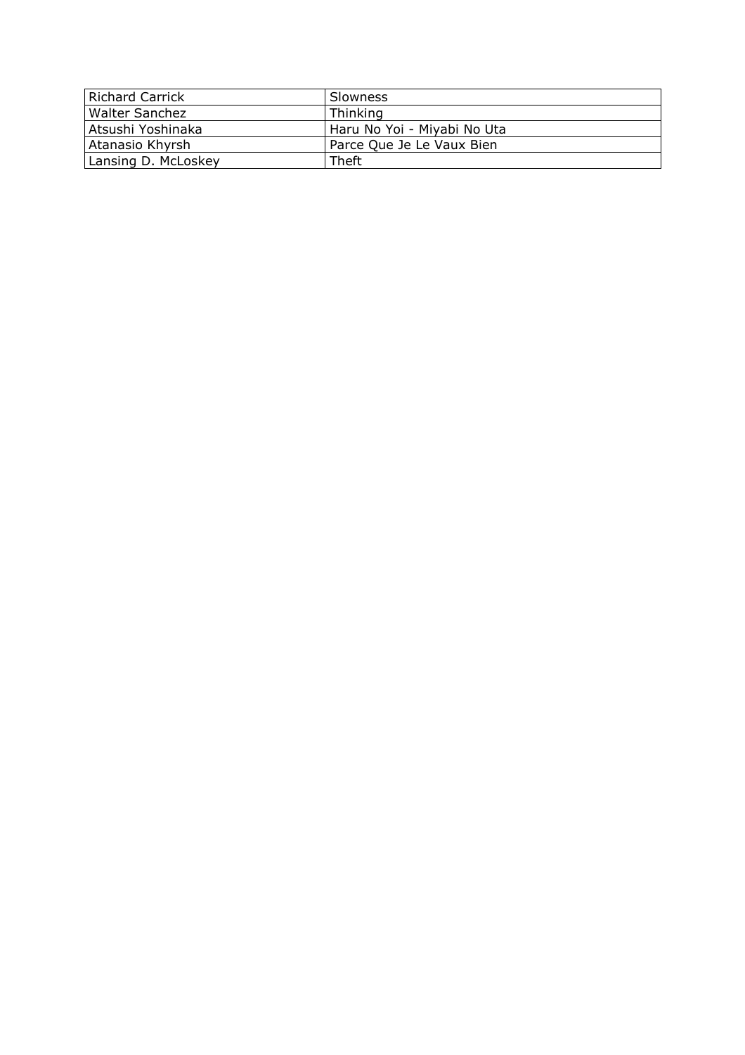| | |
|---|---|
| Richard Carrick | Slowness |
| Walter Sanchez | Thinking |
| Atsushi Yoshinaka | Haru No Yoi - Miyabi No Uta |
| Atanasio Khyrsh | Parce Que Je Le Vaux Bien |
| Lansing D. McLoskey | Theft |